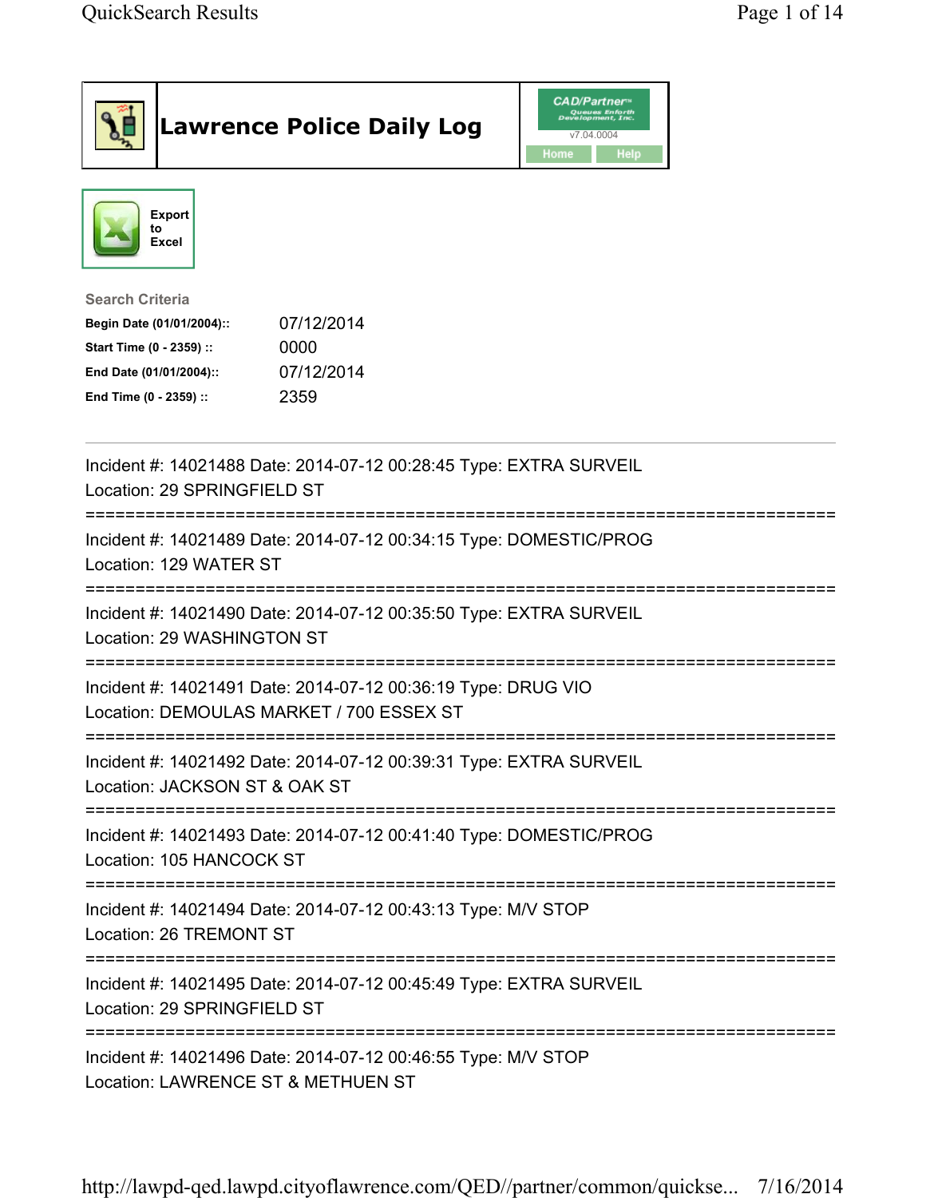# Lawrence Police Daily Log

CAD/Partner™
v7.04.0004
Home Help

Export to Excel

**Search Criteria**

| | |
|---|---|
| **Begin Date (01/01/2004)::** | 07/12/2014 |
| **Start Time (0 - 2359) ::** | 0000 |
| **End Date (01/01/2004)::** | 07/12/2014 |
| **End Time (0 - 2359) ::** | 2359 |

---

Incident #: 14021488 Date: 2014-07-12 00:28:45 Type: EXTRA SURVEIL
Location: 29 SPRINGFIELD ST

===========================================================================

Incident #: 14021489 Date: 2014-07-12 00:34:15 Type: DOMESTIC/PROG
Location: 129 WATER ST

===========================================================================

Incident #: 14021490 Date: 2014-07-12 00:35:50 Type: EXTRA SURVEIL
Location: 29 WASHINGTON ST

===========================================================================

Incident #: 14021491 Date: 2014-07-12 00:36:19 Type: DRUG VIO
Location: DEMOULAS MARKET / 700 ESSEX ST

===========================================================================

Incident #: 14021492 Date: 2014-07-12 00:39:31 Type: EXTRA SURVEIL
Location: JACKSON ST & OAK ST

===========================================================================

Incident #: 14021493 Date: 2014-07-12 00:41:40 Type: DOMESTIC/PROG
Location: 105 HANCOCK ST

===========================================================================

Incident #: 14021494 Date: 2014-07-12 00:43:13 Type: M/V STOP
Location: 26 TREMONT ST

===========================================================================

Incident #: 14021495 Date: 2014-07-12 00:45:49 Type: EXTRA SURVEIL
Location: 29 SPRINGFIELD ST

===========================================================================

Incident #: 14021496 Date: 2014-07-12 00:46:55 Type: M/V STOP
Location: LAWRENCE ST & METHUEN ST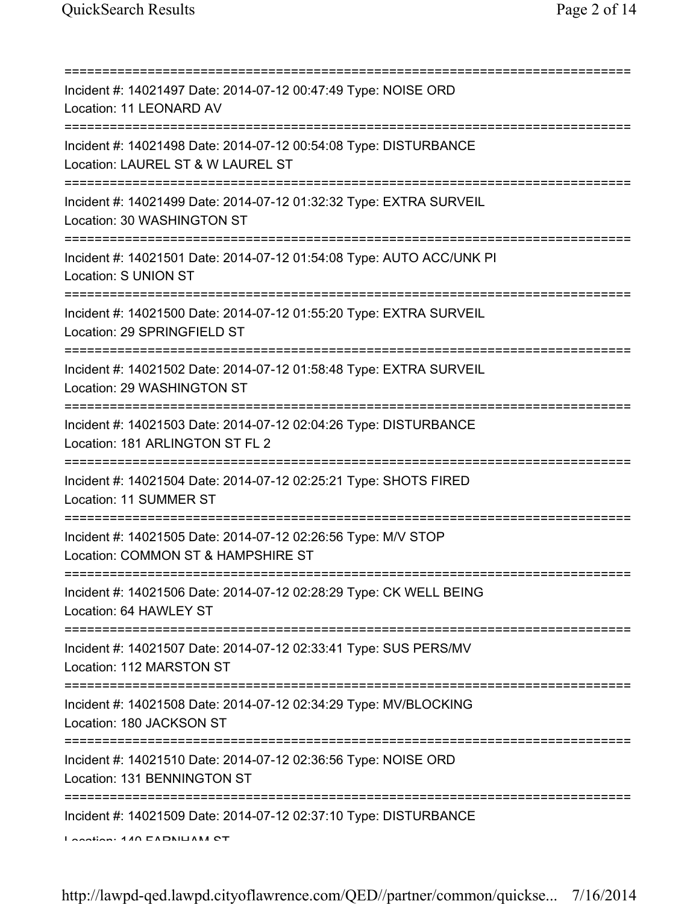===========================================================================
Incident #: 14021497 Date: 2014-07-12 00:47:49 Type: NOISE ORD
Location: 11 LEONARD AV
===========================================================================
Incident #: 14021498 Date: 2014-07-12 00:54:08 Type: DISTURBANCE
Location: LAUREL ST & W LAUREL ST
===========================================================================
Incident #: 14021499 Date: 2014-07-12 01:32:32 Type: EXTRA SURVEIL
Location: 30 WASHINGTON ST
===========================================================================
Incident #: 14021501 Date: 2014-07-12 01:54:08 Type: AUTO ACC/UNK PI
Location: S UNION ST
===========================================================================
Incident #: 14021500 Date: 2014-07-12 01:55:20 Type: EXTRA SURVEIL
Location: 29 SPRINGFIELD ST
===========================================================================
Incident #: 14021502 Date: 2014-07-12 01:58:48 Type: EXTRA SURVEIL
Location: 29 WASHINGTON ST
===========================================================================
Incident #: 14021503 Date: 2014-07-12 02:04:26 Type: DISTURBANCE
Location: 181 ARLINGTON ST FL 2
===========================================================================
Incident #: 14021504 Date: 2014-07-12 02:25:21 Type: SHOTS FIRED
Location: 11 SUMMER ST
===========================================================================
Incident #: 14021505 Date: 2014-07-12 02:26:56 Type: M/V STOP
Location: COMMON ST & HAMPSHIRE ST
===========================================================================
Incident #: 14021506 Date: 2014-07-12 02:28:29 Type: CK WELL BEING
Location: 64 HAWLEY ST
===========================================================================
Incident #: 14021507 Date: 2014-07-12 02:33:41 Type: SUS PERS/MV
Location: 112 MARSTON ST
===========================================================================
Incident #: 14021508 Date: 2014-07-12 02:34:29 Type: MV/BLOCKING
Location: 180 JACKSON ST
===========================================================================
Incident #: 14021510 Date: 2014-07-12 02:36:56 Type: NOISE ORD
Location: 131 BENNINGTON ST
===========================================================================
Incident #: 14021509 Date: 2014-07-12 02:37:10 Type: DISTURBANCE
Location: 140 FARNHAM ST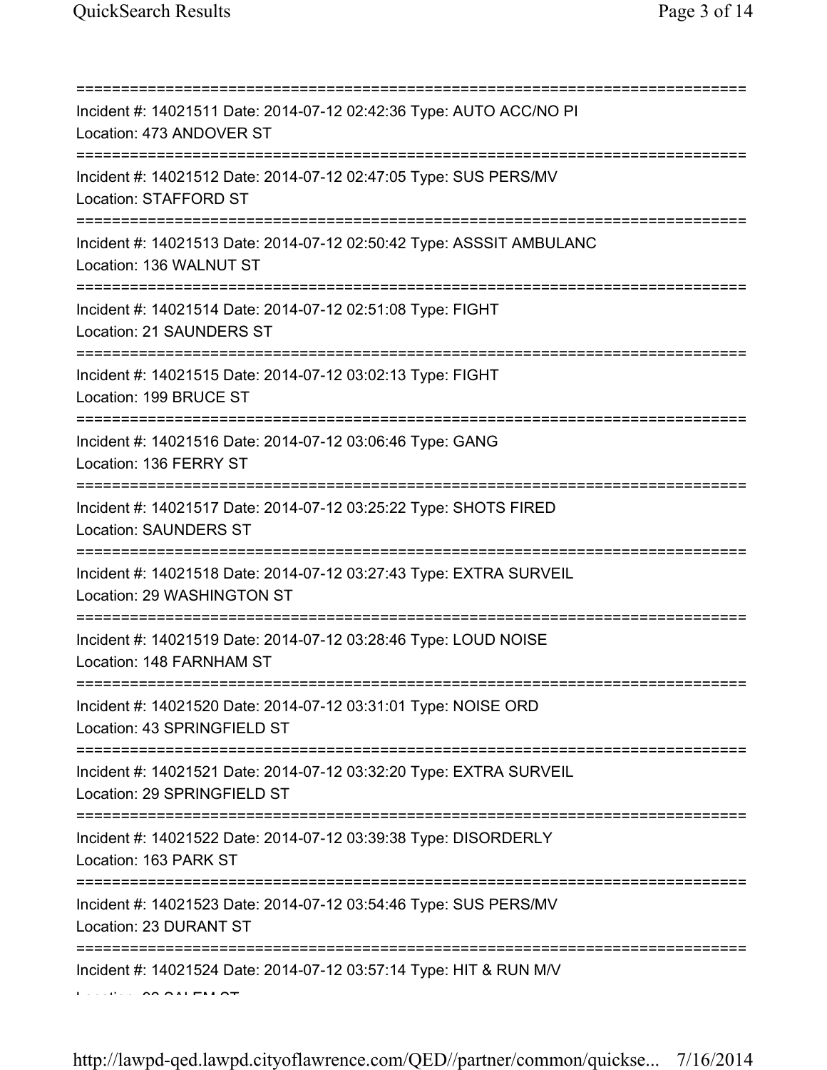===========================================================================

Incident #: 14021511 Date: 2014-07-12 02:42:36 Type: AUTO ACC/NO PI
Location: 473 ANDOVER ST

===========================================================================

Incident #: 14021512 Date: 2014-07-12 02:47:05 Type: SUS PERS/MV
Location: STAFFORD ST

===========================================================================

Incident #: 14021513 Date: 2014-07-12 02:50:42 Type: ASSSIT AMBULANC
Location: 136 WALNUT ST

===========================================================================

Incident #: 14021514 Date: 2014-07-12 02:51:08 Type: FIGHT
Location: 21 SAUNDERS ST

===========================================================================

Incident #: 14021515 Date: 2014-07-12 03:02:13 Type: FIGHT
Location: 199 BRUCE ST

===========================================================================

Incident #: 14021516 Date: 2014-07-12 03:06:46 Type: GANG
Location: 136 FERRY ST

===========================================================================

Incident #: 14021517 Date: 2014-07-12 03:25:22 Type: SHOTS FIRED
Location: SAUNDERS ST

===========================================================================

Incident #: 14021518 Date: 2014-07-12 03:27:43 Type: EXTRA SURVEIL
Location: 29 WASHINGTON ST

===========================================================================

Incident #: 14021519 Date: 2014-07-12 03:28:46 Type: LOUD NOISE
Location: 148 FARNHAM ST

===========================================================================

Incident #: 14021520 Date: 2014-07-12 03:31:01 Type: NOISE ORD
Location: 43 SPRINGFIELD ST

===========================================================================

Incident #: 14021521 Date: 2014-07-12 03:32:20 Type: EXTRA SURVEIL
Location: 29 SPRINGFIELD ST

===========================================================================

Incident #: 14021522 Date: 2014-07-12 03:39:38 Type: DISORDERLY
Location: 163 PARK ST

===========================================================================

Incident #: 14021523 Date: 2014-07-12 03:54:46 Type: SUS PERS/MV
Location: 23 DURANT ST

===========================================================================

Incident #: 14021524 Date: 2014-07-12 03:57:14 Type: HIT & RUN M/V
Location: 98 SALEM ST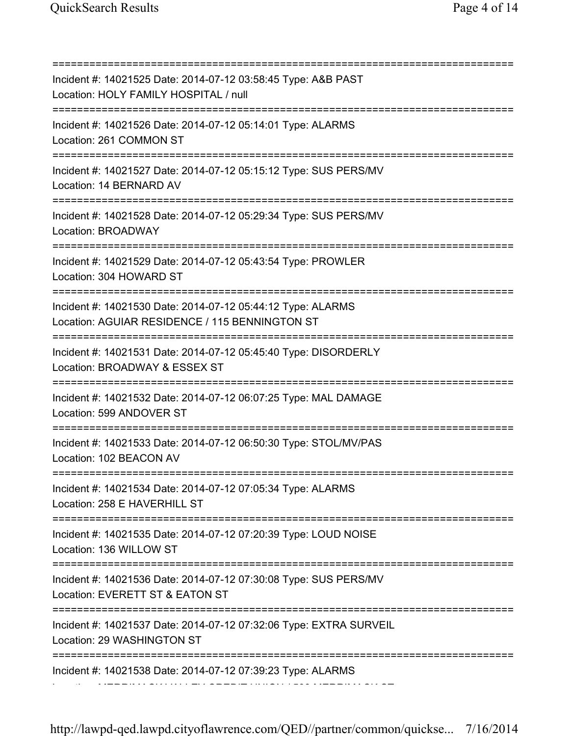===========================================================================

Incident #: 14021525 Date: 2014-07-12 03:58:45 Type: A&B PAST

Location: HOLY FAMILY HOSPITAL / null

===========================================================================

Incident #: 14021526 Date: 2014-07-12 05:14:01 Type: ALARMS

Location: 261 COMMON ST

===========================================================================

Incident #: 14021527 Date: 2014-07-12 05:15:12 Type: SUS PERS/MV

Location: 14 BERNARD AV

===========================================================================

Incident #: 14021528 Date: 2014-07-12 05:29:34 Type: SUS PERS/MV

Location: BROADWAY

===========================================================================

Incident #: 14021529 Date: 2014-07-12 05:43:54 Type: PROWLER

Location: 304 HOWARD ST

===========================================================================

Incident #: 14021530 Date: 2014-07-12 05:44:12 Type: ALARMS

Location: AGUIAR RESIDENCE / 115 BENNINGTON ST

===========================================================================

Incident #: 14021531 Date: 2014-07-12 05:45:40 Type: DISORDERLY

Location: BROADWAY & ESSEX ST

===========================================================================

Incident #: 14021532 Date: 2014-07-12 06:07:25 Type: MAL DAMAGE

Location: 599 ANDOVER ST

===========================================================================

Incident #: 14021533 Date: 2014-07-12 06:50:30 Type: STOL/MV/PAS

Location: 102 BEACON AV

===========================================================================

Incident #: 14021534 Date: 2014-07-12 07:05:34 Type: ALARMS

Location: 258 E HAVERHILL ST

===========================================================================

Incident #: 14021535 Date: 2014-07-12 07:20:39 Type: LOUD NOISE

Location: 136 WILLOW ST

===========================================================================

Incident #: 14021536 Date: 2014-07-12 07:30:08 Type: SUS PERS/MV

Location: EVERETT ST & EATON ST

===========================================================================

Incident #: 14021537 Date: 2014-07-12 07:32:06 Type: EXTRA SURVEIL

Location: 29 WASHINGTON ST

===========================================================================

Incident #: 14021538 Date: 2014-07-12 07:39:23 Type: ALARMS

Location: MERRIMACK VALLEY CREDIT UNION / 500 MERRIMACK ST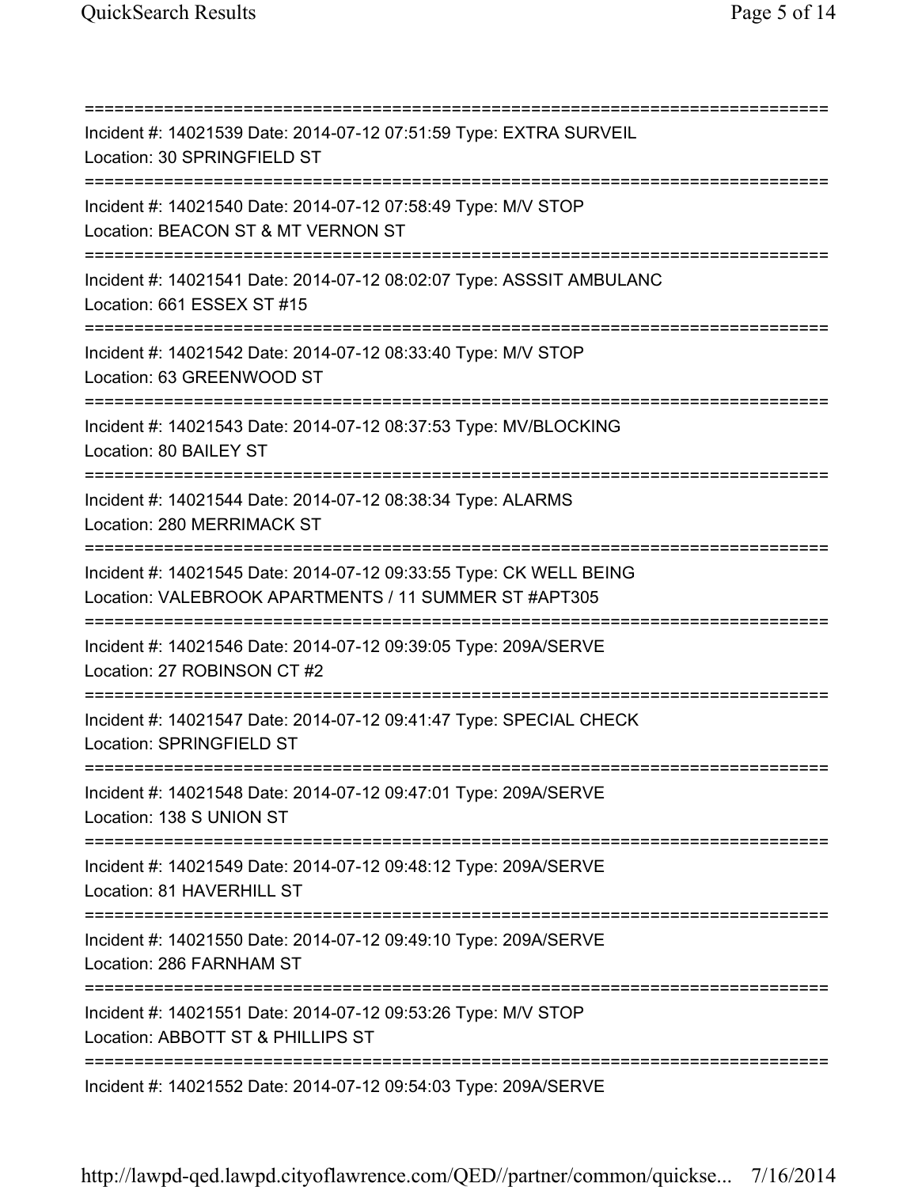===========================================================================
Incident #: 14021539 Date: 2014-07-12 07:51:59 Type: EXTRA SURVEIL
Location: 30 SPRINGFIELD ST
===========================================================================
Incident #: 14021540 Date: 2014-07-12 07:58:49 Type: M/V STOP
Location: BEACON ST & MT VERNON ST
===========================================================================
Incident #: 14021541 Date: 2014-07-12 08:02:07 Type: ASSSIT AMBULANC
Location: 661 ESSEX ST #15
===========================================================================
Incident #: 14021542 Date: 2014-07-12 08:33:40 Type: M/V STOP
Location: 63 GREENWOOD ST
===========================================================================
Incident #: 14021543 Date: 2014-07-12 08:37:53 Type: MV/BLOCKING
Location: 80 BAILEY ST
===========================================================================
Incident #: 14021544 Date: 2014-07-12 08:38:34 Type: ALARMS
Location: 280 MERRIMACK ST
===========================================================================
Incident #: 14021545 Date: 2014-07-12 09:33:55 Type: CK WELL BEING
Location: VALEBROOK APARTMENTS / 11 SUMMER ST #APT305
===========================================================================
Incident #: 14021546 Date: 2014-07-12 09:39:05 Type: 209A/SERVE
Location: 27 ROBINSON CT #2
===========================================================================
Incident #: 14021547 Date: 2014-07-12 09:41:47 Type: SPECIAL CHECK
Location: SPRINGFIELD ST
===========================================================================
Incident #: 14021548 Date: 2014-07-12 09:47:01 Type: 209A/SERVE
Location: 138 S UNION ST
===========================================================================
Incident #: 14021549 Date: 2014-07-12 09:48:12 Type: 209A/SERVE
Location: 81 HAVERHILL ST
===========================================================================
Incident #: 14021550 Date: 2014-07-12 09:49:10 Type: 209A/SERVE
Location: 286 FARNHAM ST
===========================================================================
Incident #: 14021551 Date: 2014-07-12 09:53:26 Type: M/V STOP
Location: ABBOTT ST & PHILLIPS ST
===========================================================================
Incident #: 14021552 Date: 2014-07-12 09:54:03 Type: 209A/SERVE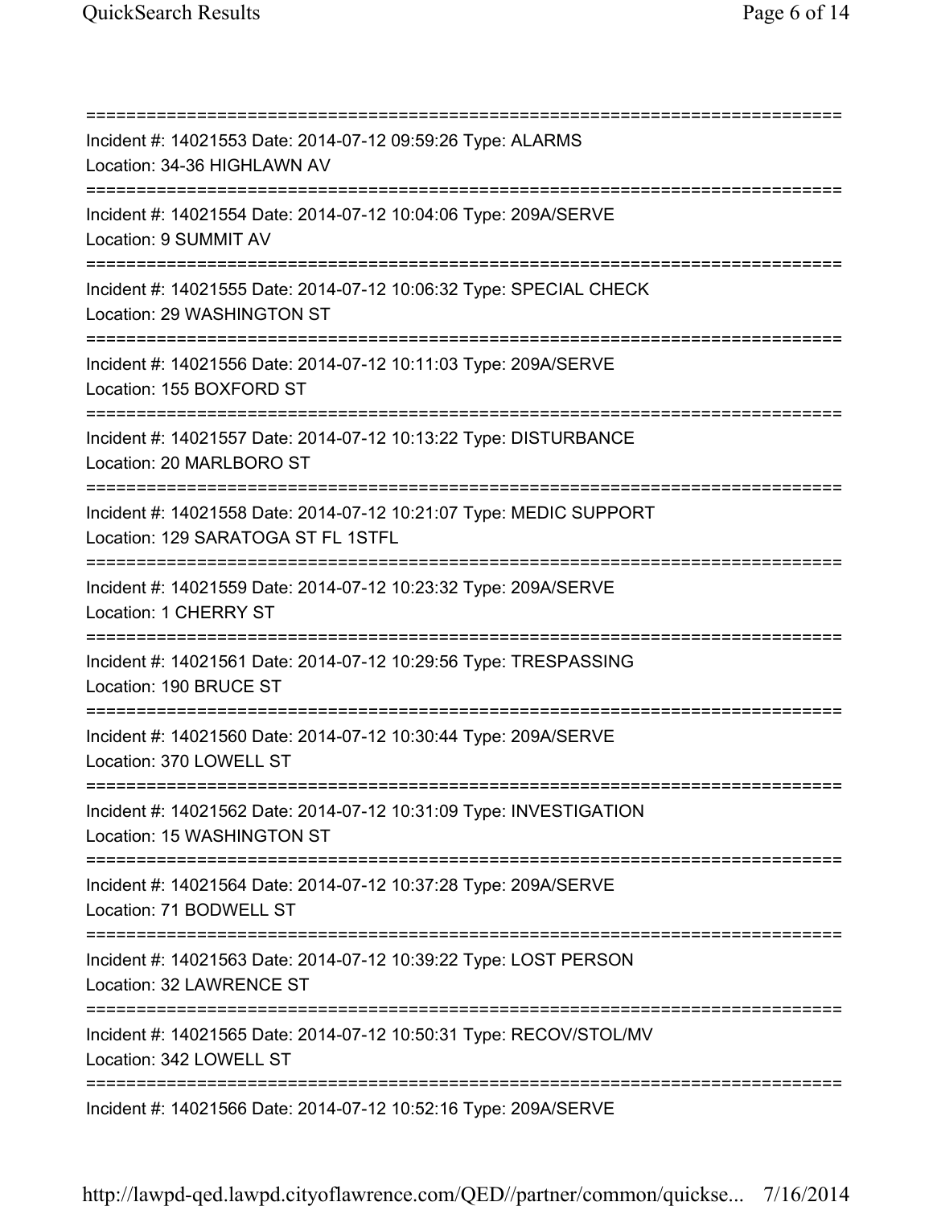===========================================================================
Incident #: 14021553 Date: 2014-07-12 09:59:26 Type: ALARMS
Location: 34-36 HIGHLAWN AV
===========================================================================
Incident #: 14021554 Date: 2014-07-12 10:04:06 Type: 209A/SERVE
Location: 9 SUMMIT AV
===========================================================================
Incident #: 14021555 Date: 2014-07-12 10:06:32 Type: SPECIAL CHECK
Location: 29 WASHINGTON ST
===========================================================================
Incident #: 14021556 Date: 2014-07-12 10:11:03 Type: 209A/SERVE
Location: 155 BOXFORD ST
===========================================================================
Incident #: 14021557 Date: 2014-07-12 10:13:22 Type: DISTURBANCE
Location: 20 MARLBORO ST
===========================================================================
Incident #: 14021558 Date: 2014-07-12 10:21:07 Type: MEDIC SUPPORT
Location: 129 SARATOGA ST FL 1STFL
===========================================================================
Incident #: 14021559 Date: 2014-07-12 10:23:32 Type: 209A/SERVE
Location: 1 CHERRY ST
===========================================================================
Incident #: 14021561 Date: 2014-07-12 10:29:56 Type: TRESPASSING
Location: 190 BRUCE ST
===========================================================================
Incident #: 14021560 Date: 2014-07-12 10:30:44 Type: 209A/SERVE
Location: 370 LOWELL ST
===========================================================================
Incident #: 14021562 Date: 2014-07-12 10:31:09 Type: INVESTIGATION
Location: 15 WASHINGTON ST
===========================================================================
Incident #: 14021564 Date: 2014-07-12 10:37:28 Type: 209A/SERVE
Location: 71 BODWELL ST
===========================================================================
Incident #: 14021563 Date: 2014-07-12 10:39:22 Type: LOST PERSON
Location: 32 LAWRENCE ST
===========================================================================
Incident #: 14021565 Date: 2014-07-12 10:50:31 Type: RECOV/STOL/MV
Location: 342 LOWELL ST
===========================================================================
Incident #: 14021566 Date: 2014-07-12 10:52:16 Type: 209A/SERVE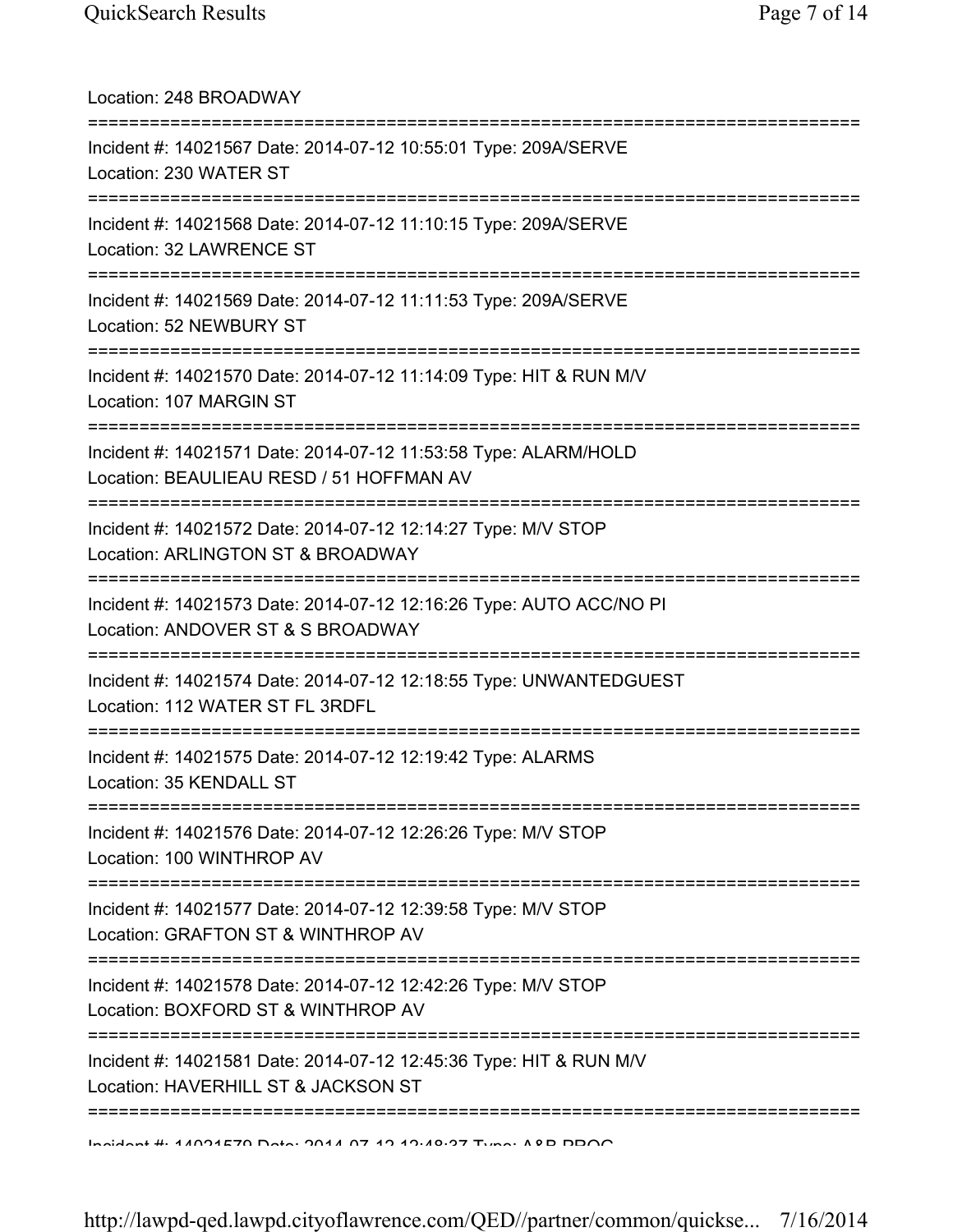Location: 248 BROADWAY

===========================================================================

Incident #: 14021567 Date: 2014-07-12 10:55:01 Type: 209A/SERVE
Location: 230 WATER ST

===========================================================================

Incident #: 14021568 Date: 2014-07-12 11:10:15 Type: 209A/SERVE
Location: 32 LAWRENCE ST

===========================================================================

Incident #: 14021569 Date: 2014-07-12 11:11:53 Type: 209A/SERVE
Location: 52 NEWBURY ST

===========================================================================

Incident #: 14021570 Date: 2014-07-12 11:14:09 Type: HIT & RUN M/V
Location: 107 MARGIN ST

===========================================================================

Incident #: 14021571 Date: 2014-07-12 11:53:58 Type: ALARM/HOLD
Location: BEAULIEAU RESD / 51 HOFFMAN AV

===========================================================================

Incident #: 14021572 Date: 2014-07-12 12:14:27 Type: M/V STOP
Location: ARLINGTON ST & BROADWAY

===========================================================================

Incident #: 14021573 Date: 2014-07-12 12:16:26 Type: AUTO ACC/NO PI
Location: ANDOVER ST & S BROADWAY

===========================================================================

Incident #: 14021574 Date: 2014-07-12 12:18:55 Type: UNWANTEDGUEST
Location: 112 WATER ST FL 3RDFL

===========================================================================

Incident #: 14021575 Date: 2014-07-12 12:19:42 Type: ALARMS
Location: 35 KENDALL ST

===========================================================================

Incident #: 14021576 Date: 2014-07-12 12:26:26 Type: M/V STOP
Location: 100 WINTHROP AV

===========================================================================

Incident #: 14021577 Date: 2014-07-12 12:39:58 Type: M/V STOP
Location: GRAFTON ST & WINTHROP AV

===========================================================================

Incident #: 14021578 Date: 2014-07-12 12:42:26 Type: M/V STOP
Location: BOXFORD ST & WINTHROP AV

===========================================================================

Incident #: 14021581 Date: 2014-07-12 12:45:36 Type: HIT & RUN M/V
Location: HAVERHILL ST & JACKSON ST

===========================================================================

Incident #: 14021579 Date: 2014-07-12 12:48:37 Type: A&B PROG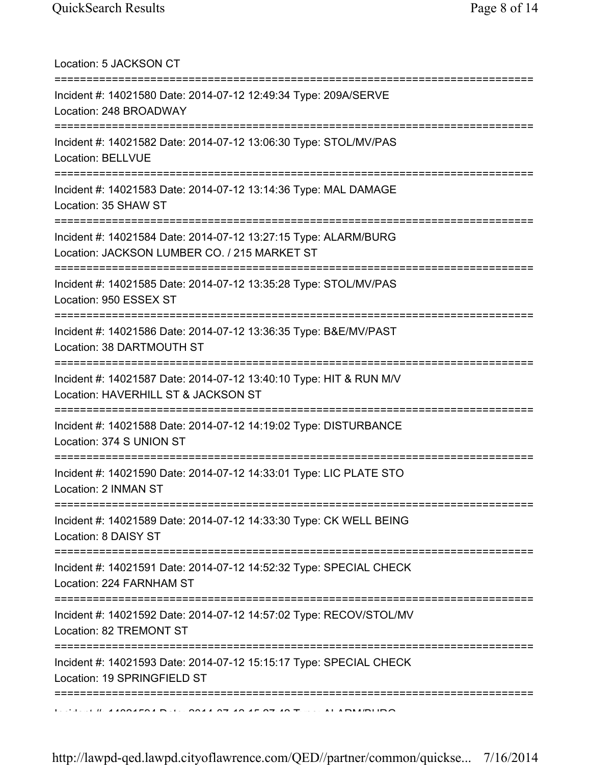Location: 5 JACKSON CT

===========================================================================

Incident #: 14021580 Date: 2014-07-12 12:49:34 Type: 209A/SERVE
Location: 248 BROADWAY

===========================================================================

Incident #: 14021582 Date: 2014-07-12 13:06:30 Type: STOL/MV/PAS
Location: BELLVUE

===========================================================================

Incident #: 14021583 Date: 2014-07-12 13:14:36 Type: MAL DAMAGE
Location: 35 SHAW ST

===========================================================================

Incident #: 14021584 Date: 2014-07-12 13:27:15 Type: ALARM/BURG
Location: JACKSON LUMBER CO. / 215 MARKET ST

===========================================================================

Incident #: 14021585 Date: 2014-07-12 13:35:28 Type: STOL/MV/PAS
Location: 950 ESSEX ST

===========================================================================

Incident #: 14021586 Date: 2014-07-12 13:36:35 Type: B&E/MV/PAST
Location: 38 DARTMOUTH ST

===========================================================================

Incident #: 14021587 Date: 2014-07-12 13:40:10 Type: HIT & RUN M/V
Location: HAVERHILL ST & JACKSON ST

===========================================================================

Incident #: 14021588 Date: 2014-07-12 14:19:02 Type: DISTURBANCE
Location: 374 S UNION ST

===========================================================================

Incident #: 14021590 Date: 2014-07-12 14:33:01 Type: LIC PLATE STO
Location: 2 INMAN ST

===========================================================================

Incident #: 14021589 Date: 2014-07-12 14:33:30 Type: CK WELL BEING
Location: 8 DAISY ST

===========================================================================

Incident #: 14021591 Date: 2014-07-12 14:52:32 Type: SPECIAL CHECK
Location: 224 FARNHAM ST

===========================================================================

Incident #: 14021592 Date: 2014-07-12 14:57:02 Type: RECOV/STOL/MV
Location: 82 TREMONT ST

===========================================================================

Incident #: 14021593 Date: 2014-07-12 15:15:17 Type: SPECIAL CHECK
Location: 19 SPRINGFIELD ST

===========================================================================

Incident #: 14021594 Date: 2014-07-12 15:27:48 Type: ALARM/BURG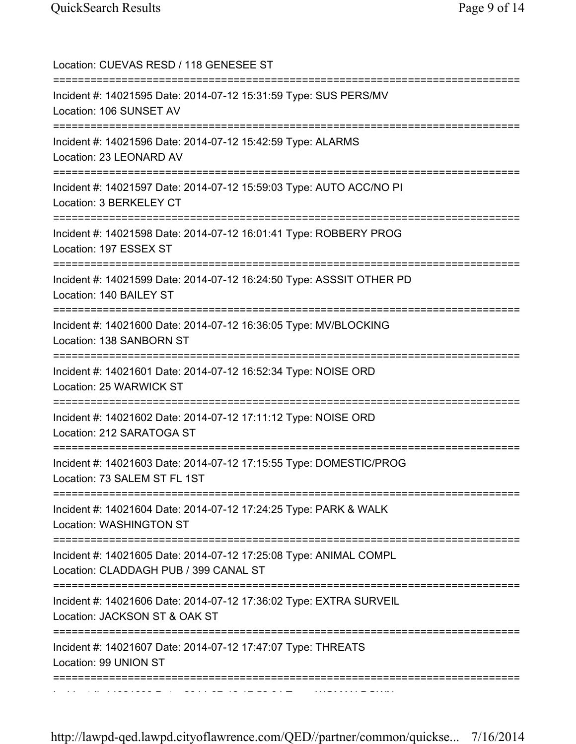Location: CUEVAS RESD / 118 GENESEE ST

===========================================================================

Incident #: 14021595 Date: 2014-07-12 15:31:59 Type: SUS PERS/MV
Location: 106 SUNSET AV

===========================================================================

Incident #: 14021596 Date: 2014-07-12 15:42:59 Type: ALARMS
Location: 23 LEONARD AV

===========================================================================

Incident #: 14021597 Date: 2014-07-12 15:59:03 Type: AUTO ACC/NO PI
Location: 3 BERKELEY CT

===========================================================================

Incident #: 14021598 Date: 2014-07-12 16:01:41 Type: ROBBERY PROG
Location: 197 ESSEX ST

===========================================================================

Incident #: 14021599 Date: 2014-07-12 16:24:50 Type: ASSSIT OTHER PD
Location: 140 BAILEY ST

===========================================================================

Incident #: 14021600 Date: 2014-07-12 16:36:05 Type: MV/BLOCKING
Location: 138 SANBORN ST

===========================================================================

Incident #: 14021601 Date: 2014-07-12 16:52:34 Type: NOISE ORD
Location: 25 WARWICK ST

===========================================================================

Incident #: 14021602 Date: 2014-07-12 17:11:12 Type: NOISE ORD
Location: 212 SARATOGA ST

===========================================================================

Incident #: 14021603 Date: 2014-07-12 17:15:55 Type: DOMESTIC/PROG
Location: 73 SALEM ST FL 1ST

===========================================================================

Incident #: 14021604 Date: 2014-07-12 17:24:25 Type: PARK & WALK
Location: WASHINGTON ST

===========================================================================

Incident #: 14021605 Date: 2014-07-12 17:25:08 Type: ANIMAL COMPL
Location: CLADDAGH PUB / 399 CANAL ST

===========================================================================

Incident #: 14021606 Date: 2014-07-12 17:36:02 Type: EXTRA SURVEIL
Location: JACKSON ST & OAK ST

===========================================================================

Incident #: 14021607 Date: 2014-07-12 17:47:07 Type: THREATS
Location: 99 UNION ST

===========================================================================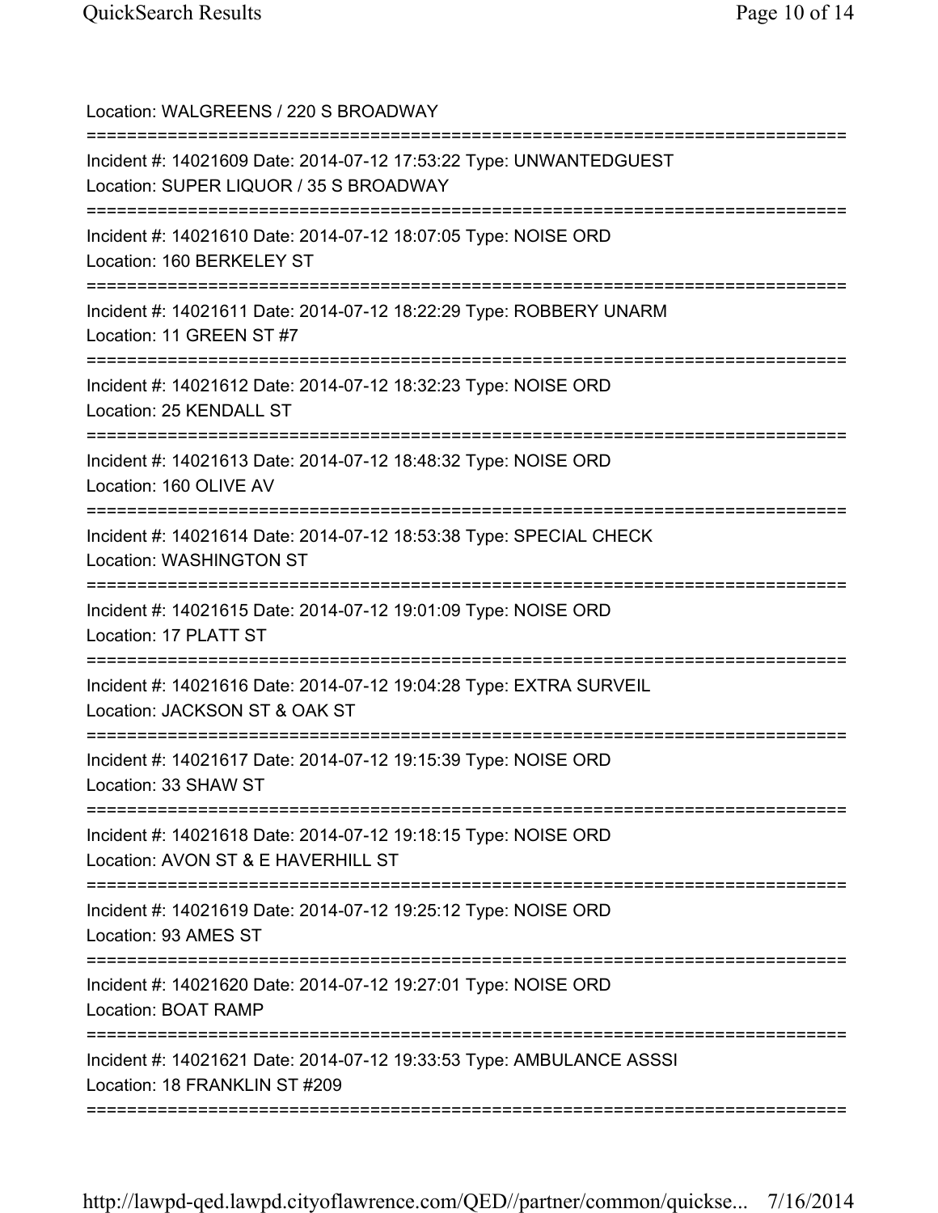Location: WALGREENS / 220 S BROADWAY

===========================================================================

Incident #: 14021609 Date: 2014-07-12 17:53:22 Type: UNWANTEDGUEST
Location: SUPER LIQUOR / 35 S BROADWAY

===========================================================================

Incident #: 14021610 Date: 2014-07-12 18:07:05 Type: NOISE ORD
Location: 160 BERKELEY ST

===========================================================================

Incident #: 14021611 Date: 2014-07-12 18:22:29 Type: ROBBERY UNARM
Location: 11 GREEN ST #7

===========================================================================

Incident #: 14021612 Date: 2014-07-12 18:32:23 Type: NOISE ORD
Location: 25 KENDALL ST

===========================================================================

Incident #: 14021613 Date: 2014-07-12 18:48:32 Type: NOISE ORD
Location: 160 OLIVE AV

===========================================================================

Incident #: 14021614 Date: 2014-07-12 18:53:38 Type: SPECIAL CHECK
Location: WASHINGTON ST

===========================================================================

Incident #: 14021615 Date: 2014-07-12 19:01:09 Type: NOISE ORD
Location: 17 PLATT ST

===========================================================================

Incident #: 14021616 Date: 2014-07-12 19:04:28 Type: EXTRA SURVEIL
Location: JACKSON ST & OAK ST

===========================================================================

Incident #: 14021617 Date: 2014-07-12 19:15:39 Type: NOISE ORD
Location: 33 SHAW ST

===========================================================================

Incident #: 14021618 Date: 2014-07-12 19:18:15 Type: NOISE ORD
Location: AVON ST & E HAVERHILL ST

===========================================================================

Incident #: 14021619 Date: 2014-07-12 19:25:12 Type: NOISE ORD
Location: 93 AMES ST

===========================================================================

Incident #: 14021620 Date: 2014-07-12 19:27:01 Type: NOISE ORD
Location: BOAT RAMP

===========================================================================

Incident #: 14021621 Date: 2014-07-12 19:33:53 Type: AMBULANCE ASSSI
Location: 18 FRANKLIN ST #209

===========================================================================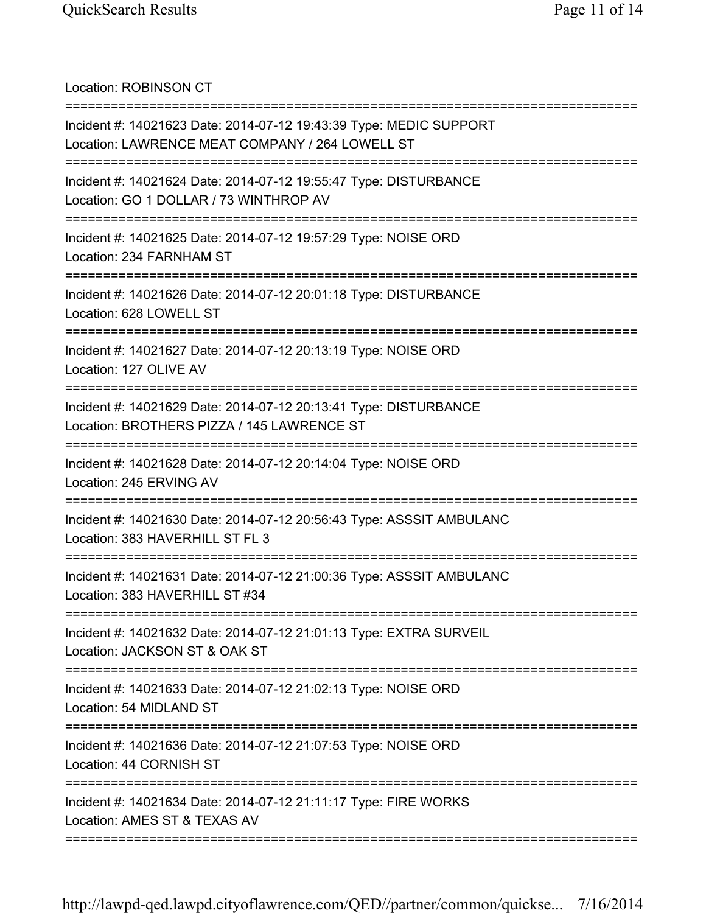Location: ROBINSON CT

===========================================================================

Incident #: 14021623 Date: 2014-07-12 19:43:39 Type: MEDIC SUPPORT
Location: LAWRENCE MEAT COMPANY / 264 LOWELL ST

===========================================================================

Incident #: 14021624 Date: 2014-07-12 19:55:47 Type: DISTURBANCE
Location: GO 1 DOLLAR / 73 WINTHROP AV

===========================================================================

Incident #: 14021625 Date: 2014-07-12 19:57:29 Type: NOISE ORD
Location: 234 FARNHAM ST

===========================================================================

Incident #: 14021626 Date: 2014-07-12 20:01:18 Type: DISTURBANCE
Location: 628 LOWELL ST

===========================================================================

Incident #: 14021627 Date: 2014-07-12 20:13:19 Type: NOISE ORD
Location: 127 OLIVE AV

===========================================================================

Incident #: 14021629 Date: 2014-07-12 20:13:41 Type: DISTURBANCE
Location: BROTHERS PIZZA / 145 LAWRENCE ST

===========================================================================

Incident #: 14021628 Date: 2014-07-12 20:14:04 Type: NOISE ORD
Location: 245 ERVING AV

===========================================================================

Incident #: 14021630 Date: 2014-07-12 20:56:43 Type: ASSSIT AMBULANC
Location: 383 HAVERHILL ST FL 3

===========================================================================

Incident #: 14021631 Date: 2014-07-12 21:00:36 Type: ASSSIT AMBULANC
Location: 383 HAVERHILL ST #34

===========================================================================

Incident #: 14021632 Date: 2014-07-12 21:01:13 Type: EXTRA SURVEIL
Location: JACKSON ST & OAK ST

===========================================================================

Incident #: 14021633 Date: 2014-07-12 21:02:13 Type: NOISE ORD
Location: 54 MIDLAND ST

===========================================================================

Incident #: 14021636 Date: 2014-07-12 21:07:53 Type: NOISE ORD
Location: 44 CORNISH ST

===========================================================================

Incident #: 14021634 Date: 2014-07-12 21:11:17 Type: FIRE WORKS
Location: AMES ST & TEXAS AV

===========================================================================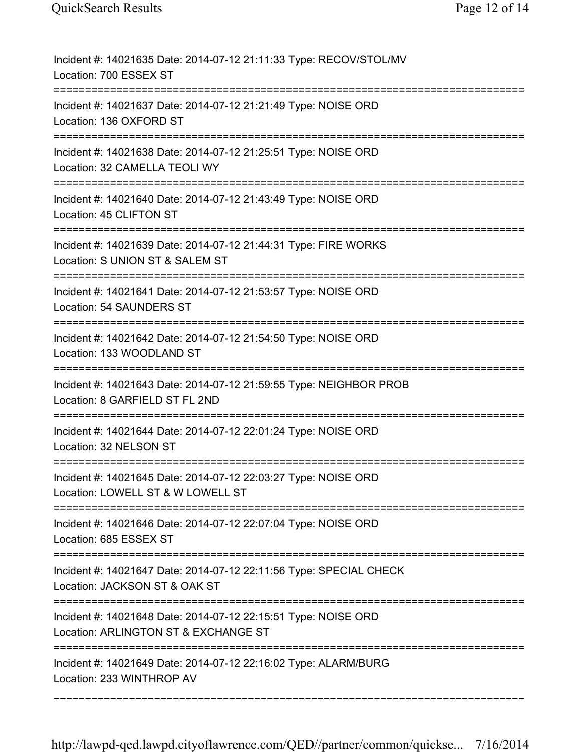Incident #: 14021635 Date: 2014-07-12 21:11:33 Type: RECOV/STOL/MV
Location: 700 ESSEX ST

===========================================================================

Incident #: 14021637 Date: 2014-07-12 21:21:49 Type: NOISE ORD
Location: 136 OXFORD ST

===========================================================================

Incident #: 14021638 Date: 2014-07-12 21:25:51 Type: NOISE ORD
Location: 32 CAMELLA TEOLI WY

===========================================================================

Incident #: 14021640 Date: 2014-07-12 21:43:49 Type: NOISE ORD
Location: 45 CLIFTON ST

===========================================================================

Incident #: 14021639 Date: 2014-07-12 21:44:31 Type: FIRE WORKS
Location: S UNION ST & SALEM ST

===========================================================================

Incident #: 14021641 Date: 2014-07-12 21:53:57 Type: NOISE ORD
Location: 54 SAUNDERS ST

===========================================================================

Incident #: 14021642 Date: 2014-07-12 21:54:50 Type: NOISE ORD
Location: 133 WOODLAND ST

===========================================================================

Incident #: 14021643 Date: 2014-07-12 21:59:55 Type: NEIGHBOR PROB
Location: 8 GARFIELD ST FL 2ND

===========================================================================

Incident #: 14021644 Date: 2014-07-12 22:01:24 Type: NOISE ORD
Location: 32 NELSON ST

===========================================================================

Incident #: 14021645 Date: 2014-07-12 22:03:27 Type: NOISE ORD
Location: LOWELL ST & W LOWELL ST

===========================================================================

Incident #: 14021646 Date: 2014-07-12 22:07:04 Type: NOISE ORD
Location: 685 ESSEX ST

===========================================================================

Incident #: 14021647 Date: 2014-07-12 22:11:56 Type: SPECIAL CHECK
Location: JACKSON ST & OAK ST

===========================================================================

Incident #: 14021648 Date: 2014-07-12 22:15:51 Type: NOISE ORD
Location: ARLINGTON ST & EXCHANGE ST

===========================================================================

Incident #: 14021649 Date: 2014-07-12 22:16:02 Type: ALARM/BURG
Location: 233 WINTHROP AV

---------------------------------------------------------------------------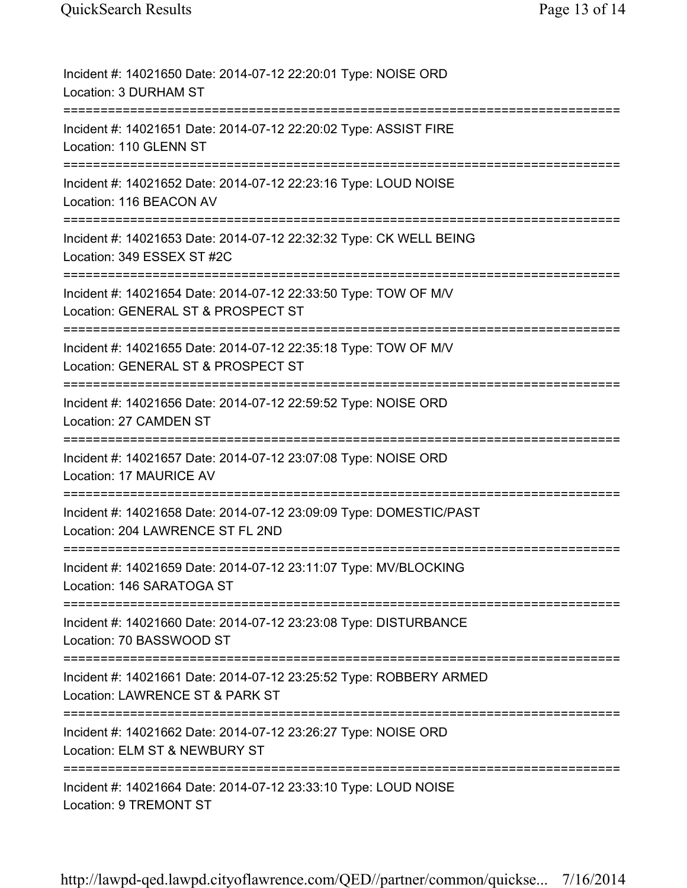Incident #: 14021650 Date: 2014-07-12 22:20:01 Type: NOISE ORD
Location: 3 DURHAM ST
===========================================================================
Incident #: 14021651 Date: 2014-07-12 22:20:02 Type: ASSIST FIRE
Location: 110 GLENN ST
===========================================================================
Incident #: 14021652 Date: 2014-07-12 22:23:16 Type: LOUD NOISE
Location: 116 BEACON AV
===========================================================================
Incident #: 14021653 Date: 2014-07-12 22:32:32 Type: CK WELL BEING
Location: 349 ESSEX ST #2C
===========================================================================
Incident #: 14021654 Date: 2014-07-12 22:33:50 Type: TOW OF M/V
Location: GENERAL ST & PROSPECT ST
===========================================================================
Incident #: 14021655 Date: 2014-07-12 22:35:18 Type: TOW OF M/V
Location: GENERAL ST & PROSPECT ST
===========================================================================
Incident #: 14021656 Date: 2014-07-12 22:59:52 Type: NOISE ORD
Location: 27 CAMDEN ST
===========================================================================
Incident #: 14021657 Date: 2014-07-12 23:07:08 Type: NOISE ORD
Location: 17 MAURICE AV
===========================================================================
Incident #: 14021658 Date: 2014-07-12 23:09:09 Type: DOMESTIC/PAST
Location: 204 LAWRENCE ST FL 2ND
===========================================================================
Incident #: 14021659 Date: 2014-07-12 23:11:07 Type: MV/BLOCKING
Location: 146 SARATOGA ST
===========================================================================
Incident #: 14021660 Date: 2014-07-12 23:23:08 Type: DISTURBANCE
Location: 70 BASSWOOD ST
===========================================================================
Incident #: 14021661 Date: 2014-07-12 23:25:52 Type: ROBBERY ARMED
Location: LAWRENCE ST & PARK ST
===========================================================================
Incident #: 14021662 Date: 2014-07-12 23:26:27 Type: NOISE ORD
Location: ELM ST & NEWBURY ST
===========================================================================
Incident #: 14021664 Date: 2014-07-12 23:33:10 Type: LOUD NOISE
Location: 9 TREMONT ST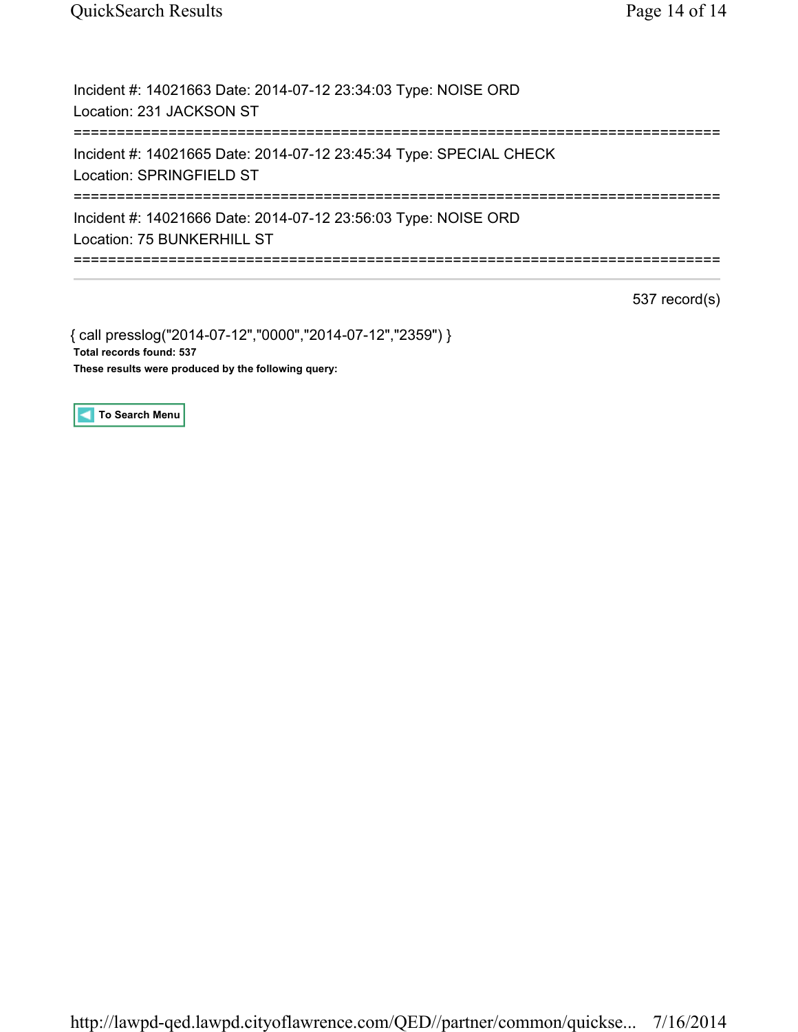Incident #: 14021663 Date: 2014-07-12 23:34:03 Type: NOISE ORD
Location: 231 JACKSON ST

===========================================================================

Incident #: 14021665 Date: 2014-07-12 23:45:34 Type: SPECIAL CHECK
Location: SPRINGFIELD ST

===========================================================================

Incident #: 14021666 Date: 2014-07-12 23:56:03 Type: NOISE ORD
Location: 75 BUNKERHILL ST

===========================================================================

537 record(s)

{ call presslog("2014-07-12","0000","2014-07-12","2359") }

**Total records found: 537**

**These results were produced by the following query:**

To Search Menu